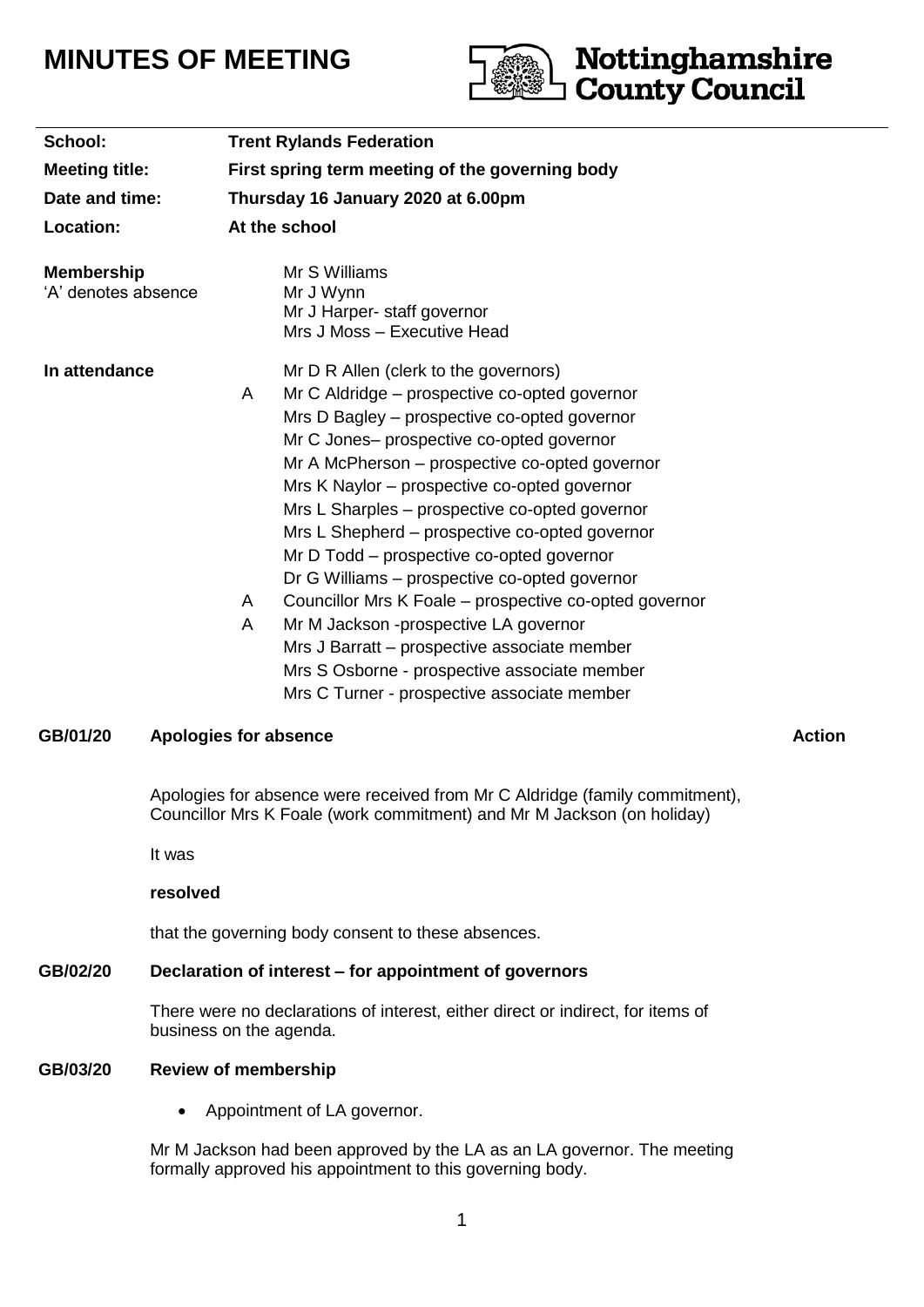# MINUTES OF MEETING

**Nottinghamshire County Council**

| | | |
|---|---|---|
| **School:** | **Trent Rylands Federation** | |
| **Meeting title:** | **First spring term meeting of the governing body** | |
| **Date and time:** | **Thursday 16 January 2020 at 6.00pm** | |
| **Location:** | **At the school** | |

**Membership**
'A' denotes absence

| | |
|---|---|
| | Mr S Williams |
| | Mr J Wynn |
| | Mr J Harper- staff governor |
| | Mrs J Moss – Executive Head |

**In attendance**

| | |
|---|---|
| | Mr D R Allen (clerk to the governors) |
| A | Mr C Aldridge – prospective co-opted governor |
| | Mrs D Bagley – prospective co-opted governor |
| | Mr C Jones– prospective co-opted governor |
| | Mr A McPherson – prospective co-opted governor |
| | Mrs K Naylor – prospective co-opted governor |
| | Mrs L Sharples – prospective co-opted governor |
| | Mrs L Shepherd – prospective co-opted governor |
| | Mr D Todd – prospective co-opted governor |
| | Dr G Williams – prospective co-opted governor |
| A | Councillor Mrs K Foale – prospective co-opted governor |
| A | Mr M Jackson -prospective LA governor |
| | Mrs J Barratt – prospective associate member |
| | Mrs S Osborne - prospective associate member |
| | Mrs C Turner - prospective associate member |

**GB/01/20 Apologies for absence** **Action**

Apologies for absence were received from Mr C Aldridge (family commitment), Councillor Mrs K Foale (work commitment) and Mr M Jackson (on holiday)

It was

**resolved**

that the governing body consent to these absences.

**GB/02/20 Declaration of interest – for appointment of governors**

There were no declarations of interest, either direct or indirect, for items of business on the agenda.

**GB/03/20 Review of membership**

- Appointment of LA governor.

Mr M Jackson had been approved by the LA as an LA governor. The meeting formally approved his appointment to this governing body.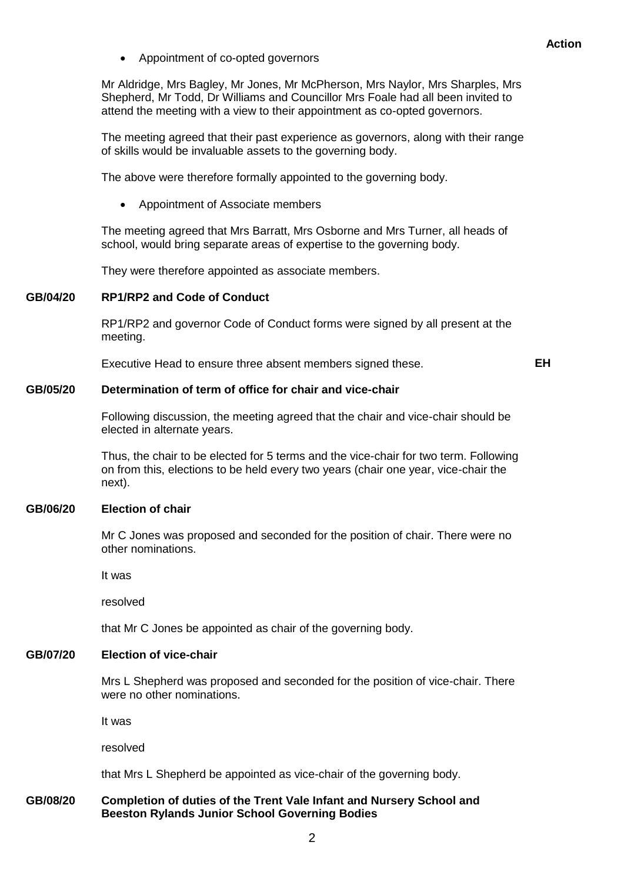**Action**

- Appointment of co-opted governors

Mr Aldridge, Mrs Bagley, Mr Jones, Mr McPherson, Mrs Naylor, Mrs Sharples, Mrs Shepherd, Mr Todd, Dr Williams and Councillor Mrs Foale had all been invited to attend the meeting with a view to their appointment as co-opted governors.

The meeting agreed that their past experience as governors, along with their range of skills would be invaluable assets to the governing body.

The above were therefore formally appointed to the governing body.

- Appointment of Associate members

The meeting agreed that Mrs Barratt, Mrs Osborne and Mrs Turner, all heads of school, would bring separate areas of expertise to the governing body.

They were therefore appointed as associate members.

**GB/04/20 RP1/RP2 and Code of Conduct**

RP1/RP2 and governor Code of Conduct forms were signed by all present at the meeting.

Executive Head to ensure three absent members signed these. **EH**

**GB/05/20 Determination of term of office for chair and vice-chair**

Following discussion, the meeting agreed that the chair and vice-chair should be elected in alternate years.

Thus, the chair to be elected for 5 terms and the vice-chair for two term. Following on from this, elections to be held every two years (chair one year, vice-chair the next).

**GB/06/20 Election of chair**

Mr C Jones was proposed and seconded for the position of chair. There were no other nominations.

It was

resolved

that Mr C Jones be appointed as chair of the governing body.

**GB/07/20 Election of vice-chair**

Mrs L Shepherd was proposed and seconded for the position of vice-chair. There were no other nominations.

It was

resolved

that Mrs L Shepherd be appointed as vice-chair of the governing body.

**GB/08/20 Completion of duties of the Trent Vale Infant and Nursery School and Beeston Rylands Junior School Governing Bodies**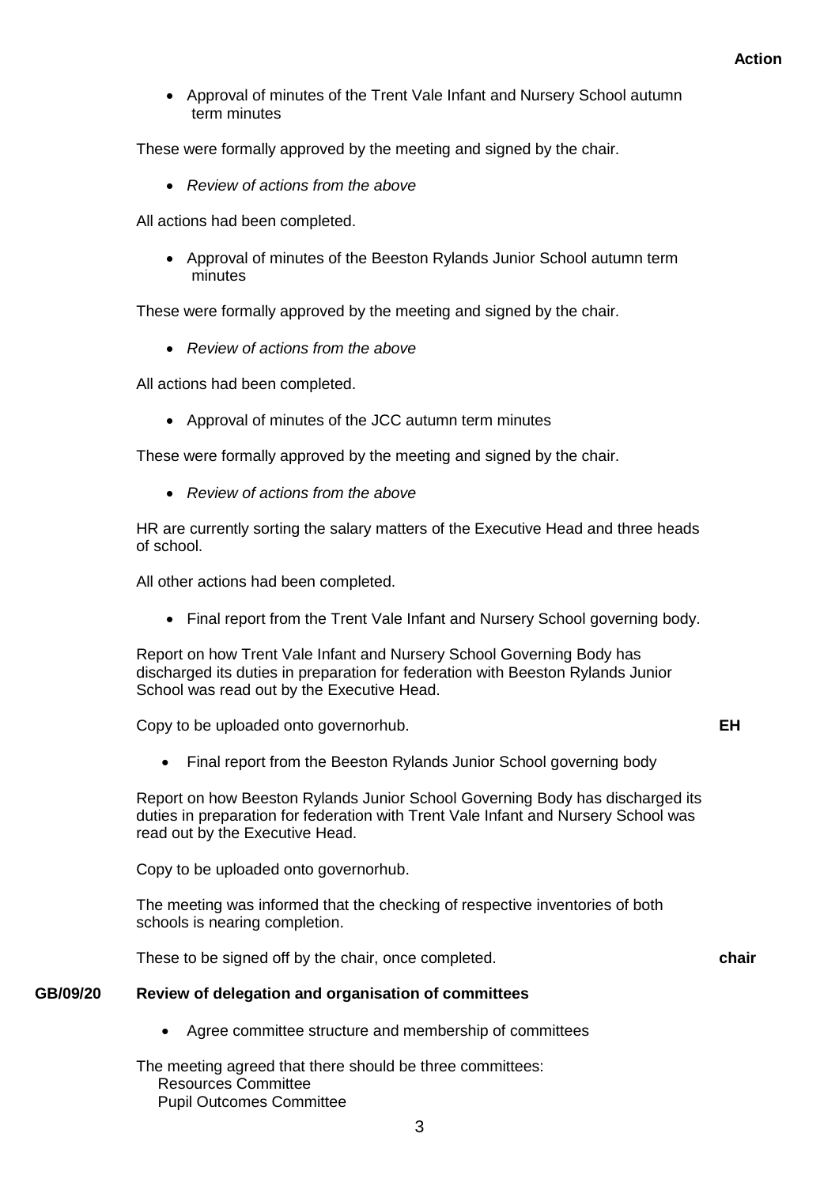**Action**

- Approval of minutes of the Trent Vale Infant and Nursery School autumn term minutes

These were formally approved by the meeting and signed by the chair.

- *Review of actions from the above*

All actions had been completed.

- Approval of minutes of the Beeston Rylands Junior School autumn term minutes

These were formally approved by the meeting and signed by the chair.

- *Review of actions from the above*

All actions had been completed.

- Approval of minutes of the JCC autumn term minutes

These were formally approved by the meeting and signed by the chair.

- *Review of actions from the above*

HR are currently sorting the salary matters of the Executive Head and three heads of school.

All other actions had been completed.

- Final report from the Trent Vale Infant and Nursery School governing body.

Report on how Trent Vale Infant and Nursery School Governing Body has discharged its duties in preparation for federation with Beeston Rylands Junior School was read out by the Executive Head.

Copy to be uploaded onto governorhub. **EH**

- Final report from the Beeston Rylands Junior School governing body

Report on how Beeston Rylands Junior School Governing Body has discharged its duties in preparation for federation with Trent Vale Infant and Nursery School was read out by the Executive Head.

Copy to be uploaded onto governorhub.

The meeting was informed that the checking of respective inventories of both schools is nearing completion.

These to be signed off by the chair, once completed. **chair**

**GB/09/20 Review of delegation and organisation of committees**

- Agree committee structure and membership of committees

The meeting agreed that there should be three committees:
Resources Committee
Pupil Outcomes Committee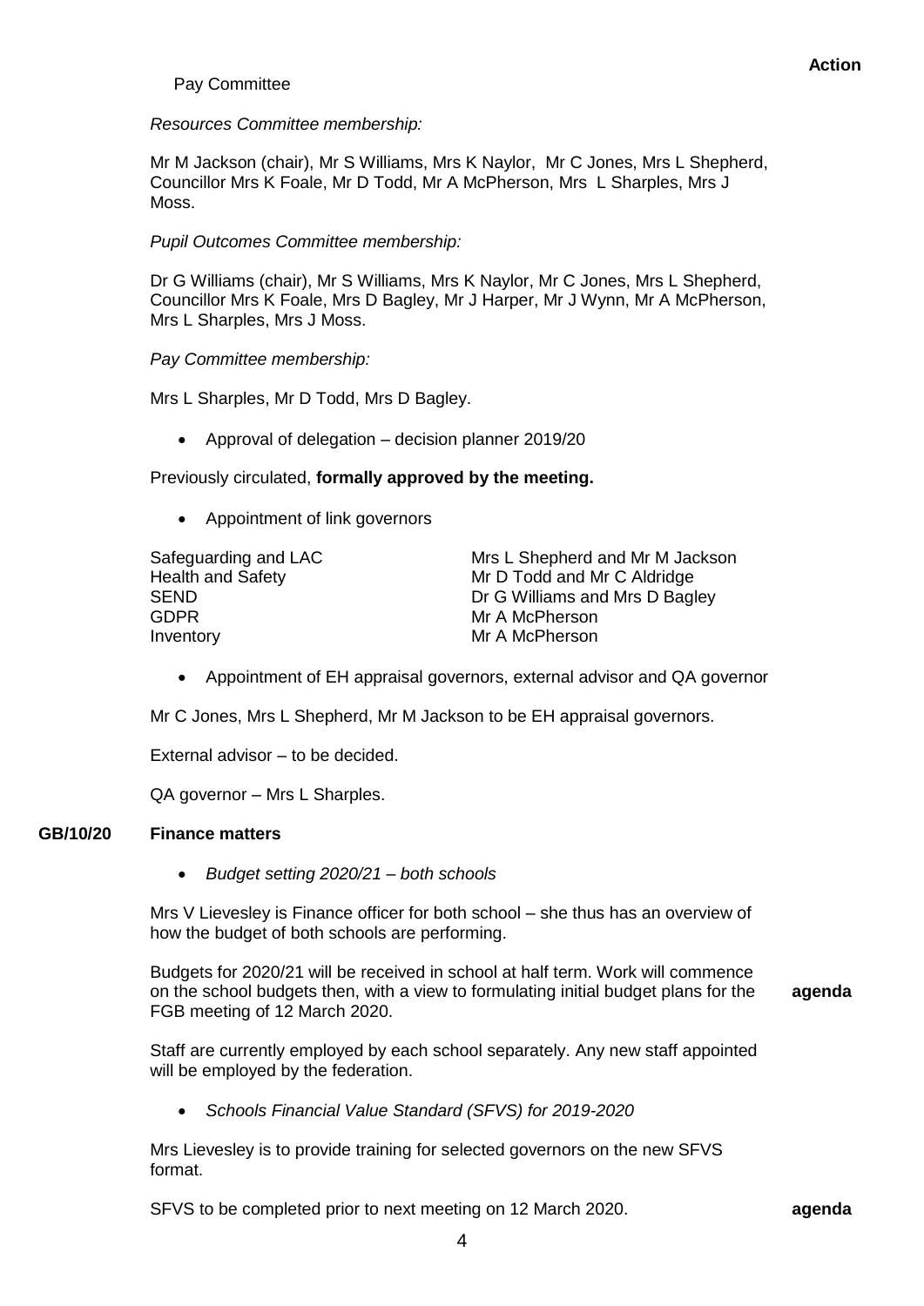**Action**

Pay Committee

*Resources Committee membership:*

Mr M Jackson (chair), Mr S Williams, Mrs K Naylor, Mr C Jones, Mrs L Shepherd, Councillor Mrs K Foale, Mr D Todd, Mr A McPherson, Mrs L Sharples, Mrs J Moss.

*Pupil Outcomes Committee membership:*

Dr G Williams (chair), Mr S Williams, Mrs K Naylor, Mr C Jones, Mrs L Shepherd, Councillor Mrs K Foale, Mrs D Bagley, Mr J Harper, Mr J Wynn, Mr A McPherson, Mrs L Sharples, Mrs J Moss.

*Pay Committee membership:*

Mrs L Sharples, Mr D Todd, Mrs D Bagley.

- Approval of delegation – decision planner 2019/20

Previously circulated, **formally approved by the meeting.**

- Appointment of link governors

| | |
|---|---|
| Safeguarding and LAC | Mrs L Shepherd and Mr M Jackson |
| Health and Safety | Mr D Todd and Mr C Aldridge |
| SEND | Dr G Williams and Mrs D Bagley |
| GDPR | Mr A McPherson |
| Inventory | Mr A McPherson |

- Appointment of EH appraisal governors, external advisor and QA governor

Mr C Jones, Mrs L Shepherd, Mr M Jackson to be EH appraisal governors.

External advisor – to be decided.

QA governor – Mrs L Sharples.

## GB/10/20 Finance matters

- *Budget setting 2020/21 – both schools*

Mrs V Lievesley is Finance officer for both school – she thus has an overview of how the budget of both schools are performing.

Budgets for 2020/21 will be received in school at half term. Work will commence on the school budgets then, with a view to formulating initial budget plans for the FGB meeting of 12 March 2020. **agenda**

Staff are currently employed by each school separately. Any new staff appointed will be employed by the federation.

- *Schools Financial Value Standard (SFVS) for 2019-2020*

Mrs Lievesley is to provide training for selected governors on the new SFVS format.

SFVS to be completed prior to next meeting on 12 March 2020. **agenda**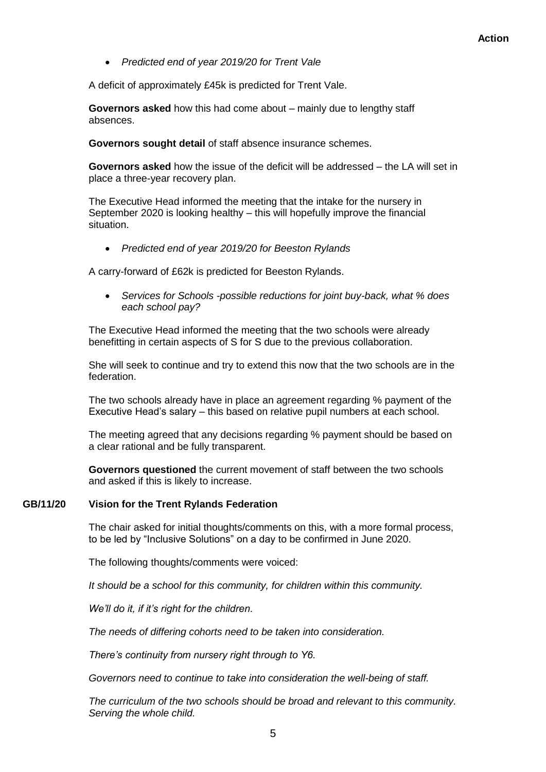**Action**

- *Predicted end of year 2019/20 for Trent Vale*

A deficit of approximately £45k is predicted for Trent Vale.

**Governors asked** how this had come about – mainly due to lengthy staff absences.

**Governors sought detail** of staff absence insurance schemes.

**Governors asked** how the issue of the deficit will be addressed – the LA will set in place a three-year recovery plan.

The Executive Head informed the meeting that the intake for the nursery in September 2020 is looking healthy – this will hopefully improve the financial situation.

- *Predicted end of year 2019/20 for Beeston Rylands*

A carry-forward of £62k is predicted for Beeston Rylands.

- *Services for Schools -possible reductions for joint buy-back, what % does each school pay?*

The Executive Head informed the meeting that the two schools were already benefitting in certain aspects of S for S due to the previous collaboration.

She will seek to continue and try to extend this now that the two schools are in the federation.

The two schools already have in place an agreement regarding % payment of the Executive Head's salary – this based on relative pupil numbers at each school.

The meeting agreed that any decisions regarding % payment should be based on a clear rational and be fully transparent.

**Governors questioned** the current movement of staff between the two schools and asked if this is likely to increase.

## GB/11/20 Vision for the Trent Rylands Federation

The chair asked for initial thoughts/comments on this, with a more formal process, to be led by "Inclusive Solutions" on a day to be confirmed in June 2020.

The following thoughts/comments were voiced:

*It should be a school for this community, for children within this community.*

*We'll do it, if it's right for the children.*

*The needs of differing cohorts need to be taken into consideration.*

*There's continuity from nursery right through to Y6.*

*Governors need to continue to take into consideration the well-being of staff.*

*The curriculum of the two schools should be broad and relevant to this community. Serving the whole child.*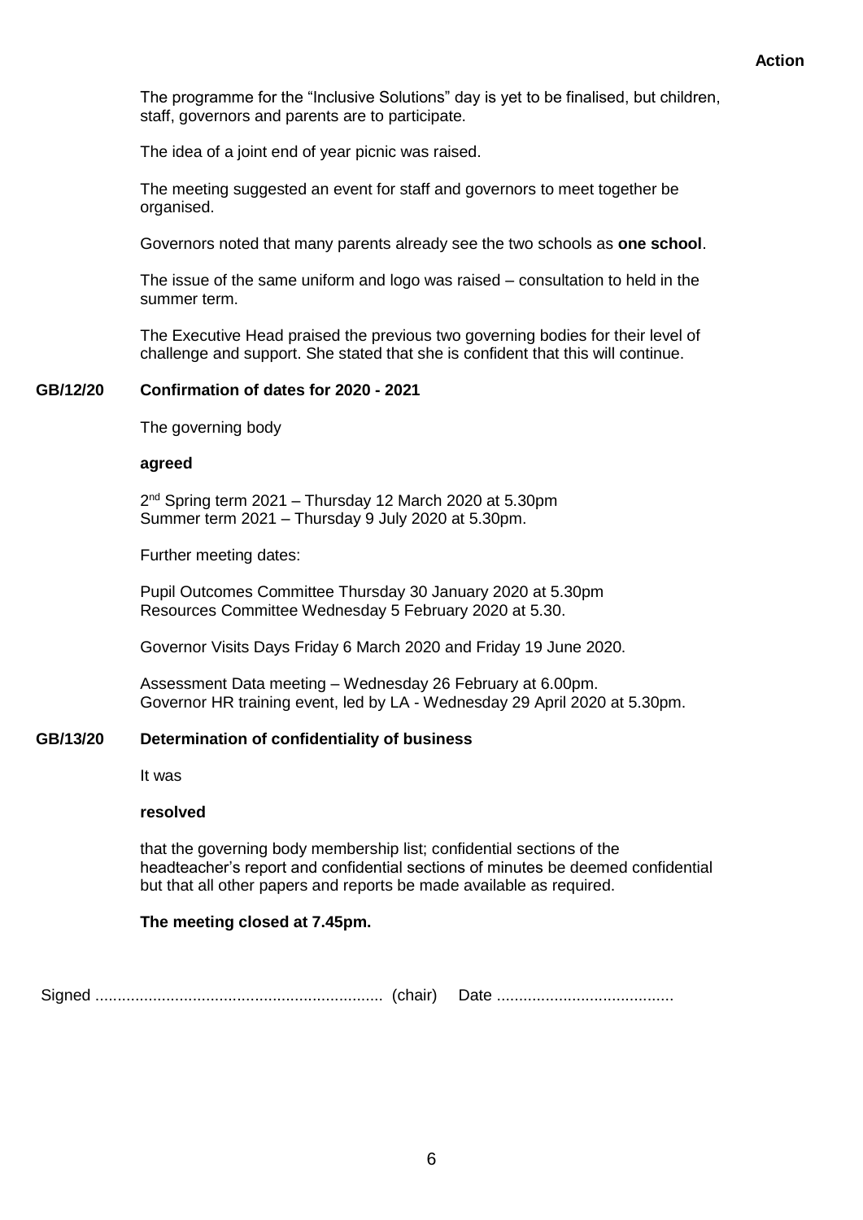**Action**

The programme for the "Inclusive Solutions" day is yet to be finalised, but children, staff, governors and parents are to participate.

The idea of a joint end of year picnic was raised.

The meeting suggested an event for staff and governors to meet together be organised.

Governors noted that many parents already see the two schools as **one school**.

The issue of the same uniform and logo was raised – consultation to held in the summer term.

The Executive Head praised the previous two governing bodies for their level of challenge and support. She stated that she is confident that this will continue.

**GB/12/20 Confirmation of dates for 2020 - 2021**

The governing body

**agreed**

2nd Spring term 2021 – Thursday 12 March 2020 at 5.30pm
Summer term 2021 – Thursday 9 July 2020 at 5.30pm.

Further meeting dates:

Pupil Outcomes Committee Thursday 30 January 2020 at 5.30pm
Resources Committee Wednesday 5 February 2020 at 5.30.

Governor Visits Days Friday 6 March 2020 and Friday 19 June 2020.

Assessment Data meeting – Wednesday 26 February at 6.00pm.
Governor HR training event, led by LA - Wednesday 29 April 2020 at 5.30pm.

**GB/13/20 Determination of confidentiality of business**

It was

**resolved**

that the governing body membership list; confidential sections of the headteacher's report and confidential sections of minutes be deemed confidential but that all other papers and reports be made available as required.

**The meeting closed at 7.45pm.**

Signed ................................................................ (chair) Date ........................................